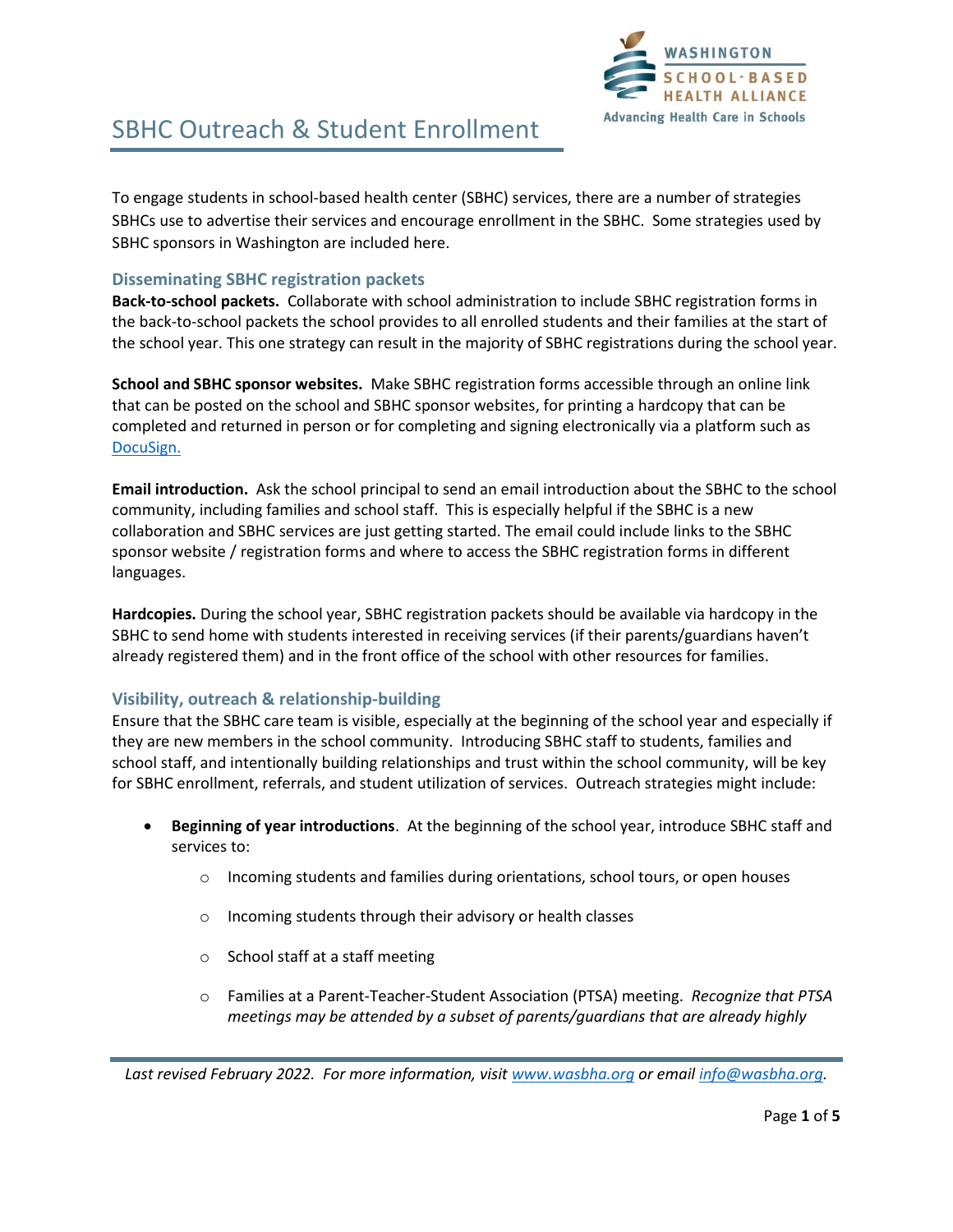# SBHC Outreach & Student Enrollment

To engage students in school-based health center (SBHC) services, there are a number of strategies SBHCs use to advertise their services and encourage enrollment in the SBHC. Some strategies used by SBHC sponsors in Washington are included here.

## Disseminating SBHC registration packets

**Back-to-school packets.** Collaborate with school administration to include SBHC registration forms in the back-to-school packets the school provides to all enrolled students and their families at the start of the school year. This one strategy can result in the majority of SBHC registrations during the school year.

**School and SBHC sponsor websites.** Make SBHC registration forms accessible through an online link that can be posted on the school and SBHC sponsor websites, for printing a hardcopy that can be completed and returned in person or for completing and signing electronically via a platform such as DocuSign.

**Email introduction.** Ask the school principal to send an email introduction about the SBHC to the school community, including families and school staff. This is especially helpful if the SBHC is a new collaboration and SBHC services are just getting started. The email could include links to the SBHC sponsor website / registration forms and where to access the SBHC registration forms in different languages.

**Hardcopies.** During the school year, SBHC registration packets should be available via hardcopy in the SBHC to send home with students interested in receiving services (if their parents/guardians haven't already registered them) and in the front office of the school with other resources for families.

## Visibility, outreach & relationship-building

Ensure that the SBHC care team is visible, especially at the beginning of the school year and especially if they are new members in the school community. Introducing SBHC staff to students, families and school staff, and intentionally building relationships and trust within the school community, will be key for SBHC enrollment, referrals, and student utilization of services. Outreach strategies might include:

- **Beginning of year introductions**. At the beginning of the school year, introduce SBHC staff and services to:
  - Incoming students and families during orientations, school tours, or open houses
  - Incoming students through their advisory or health classes
  - School staff at a staff meeting
  - Families at a Parent-Teacher-Student Association (PTSA) meeting. *Recognize that PTSA meetings may be attended by a subset of parents/guardians that are already highly*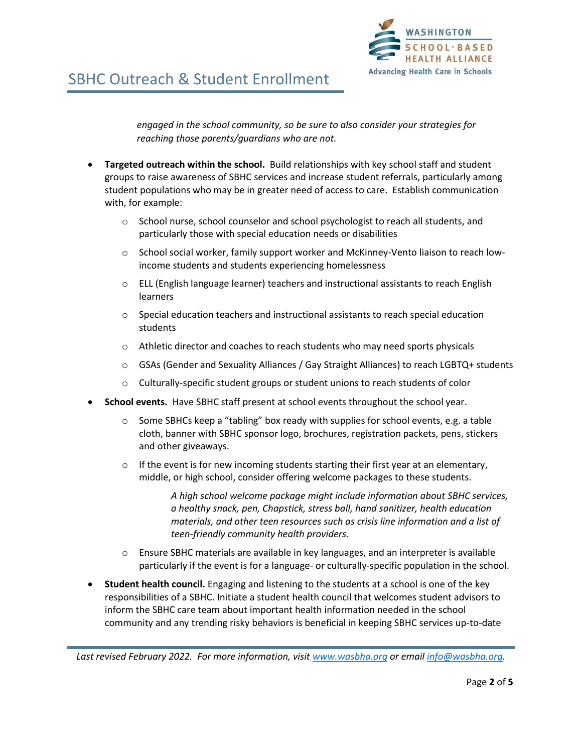*engaged in the school community, so be sure to also consider your strategies for reaching those parents/guardians who are not.*

- **Targeted outreach within the school.** Build relationships with key school staff and student groups to raise awareness of SBHC services and increase student referrals, particularly among student populations who may be in greater need of access to care. Establish communication with, for example:
    - School nurse, school counselor and school psychologist to reach all students, and particularly those with special education needs or disabilities
    - School social worker, family support worker and McKinney-Vento liaison to reach low-income students and students experiencing homelessness
    - ELL (English language learner) teachers and instructional assistants to reach English learners
    - Special education teachers and instructional assistants to reach special education students
    - Athletic director and coaches to reach students who may need sports physicals
    - GSAs (Gender and Sexuality Alliances / Gay Straight Alliances) to reach LGBTQ+ students
    - Culturally-specific student groups or student unions to reach students of color
- **School events.** Have SBHC staff present at school events throughout the school year.
    - Some SBHCs keep a "tabling" box ready with supplies for school events, e.g. a table cloth, banner with SBHC sponsor logo, brochures, registration packets, pens, stickers and other giveaways.
    - If the event is for new incoming students starting their first year at an elementary, middle, or high school, consider offering welcome packages to these students.

        *A high school welcome package might include information about SBHC services, a healthy snack, pen, Chapstick, stress ball, hand sanitizer, health education materials, and other teen resources such as crisis line information and a list of teen-friendly community health providers.*

    - Ensure SBHC materials are available in key languages, and an interpreter is available particularly if the event is for a language- or culturally-specific population in the school.
- **Student health council.** Engaging and listening to the students at a school is one of the key responsibilities of a SBHC. Initiate a student health council that welcomes student advisors to inform the SBHC care team about important health information needed in the school community and any trending risky behaviors is beneficial in keeping SBHC services up-to-date

*Last revised February 2022. For more information, visit [www.wasbha.org](http://www.wasbha.org) or email [info@wasbha.org](mailto:info@wasbha.org).*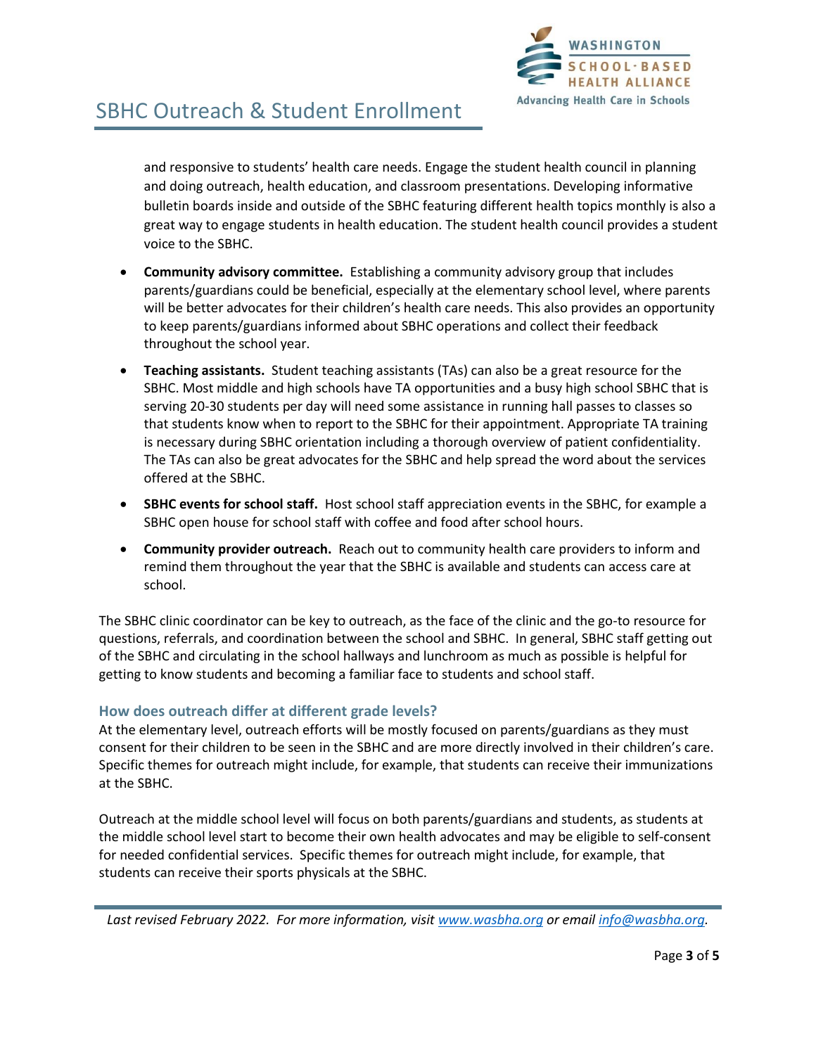and responsive to students' health care needs. Engage the student health council in planning and doing outreach, health education, and classroom presentations. Developing informative bulletin boards inside and outside of the SBHC featuring different health topics monthly is also a great way to engage students in health education. The student health council provides a student voice to the SBHC.

- **Community advisory committee.** Establishing a community advisory group that includes parents/guardians could be beneficial, especially at the elementary school level, where parents will be better advocates for their children's health care needs. This also provides an opportunity to keep parents/guardians informed about SBHC operations and collect their feedback throughout the school year.
- **Teaching assistants.** Student teaching assistants (TAs) can also be a great resource for the SBHC. Most middle and high schools have TA opportunities and a busy high school SBHC that is serving 20-30 students per day will need some assistance in running hall passes to classes so that students know when to report to the SBHC for their appointment. Appropriate TA training is necessary during SBHC orientation including a thorough overview of patient confidentiality. The TAs can also be great advocates for the SBHC and help spread the word about the services offered at the SBHC.
- **SBHC events for school staff.** Host school staff appreciation events in the SBHC, for example a SBHC open house for school staff with coffee and food after school hours.
- **Community provider outreach.** Reach out to community health care providers to inform and remind them throughout the year that the SBHC is available and students can access care at school.

The SBHC clinic coordinator can be key to outreach, as the face of the clinic and the go-to resource for questions, referrals, and coordination between the school and SBHC. In general, SBHC staff getting out of the SBHC and circulating in the school hallways and lunchroom as much as possible is helpful for getting to know students and becoming a familiar face to students and school staff.

### How does outreach differ at different grade levels?

At the elementary level, outreach efforts will be mostly focused on parents/guardians as they must consent for their children to be seen in the SBHC and are more directly involved in their children's care. Specific themes for outreach might include, for example, that students can receive their immunizations at the SBHC.

Outreach at the middle school level will focus on both parents/guardians and students, as students at the middle school level start to become their own health advocates and may be eligible to self-consent for needed confidential services. Specific themes for outreach might include, for example, that students can receive their sports physicals at the SBHC.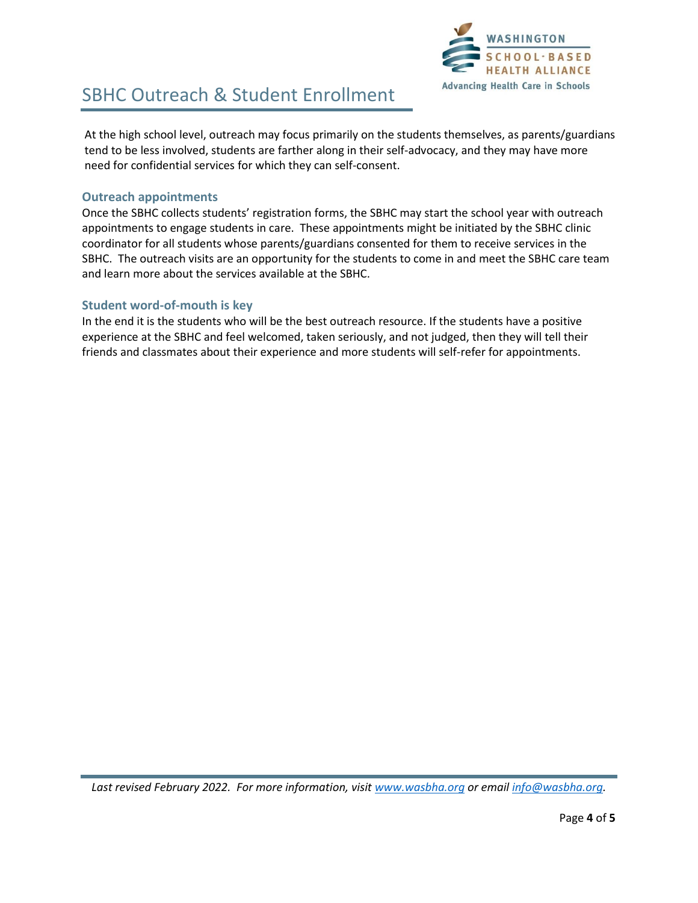At the high school level, outreach may focus primarily on the students themselves, as parents/guardians tend to be less involved, students are farther along in their self-advocacy, and they may have more need for confidential services for which they can self-consent.

### Outreach appointments

Once the SBHC collects students' registration forms, the SBHC may start the school year with outreach appointments to engage students in care. These appointments might be initiated by the SBHC clinic coordinator for all students whose parents/guardians consented for them to receive services in the SBHC. The outreach visits are an opportunity for the students to come in and meet the SBHC care team and learn more about the services available at the SBHC.

### Student word-of-mouth is key

In the end it is the students who will be the best outreach resource. If the students have a positive experience at the SBHC and feel welcomed, taken seriously, and not judged, then they will tell their friends and classmates about their experience and more students will self-refer for appointments.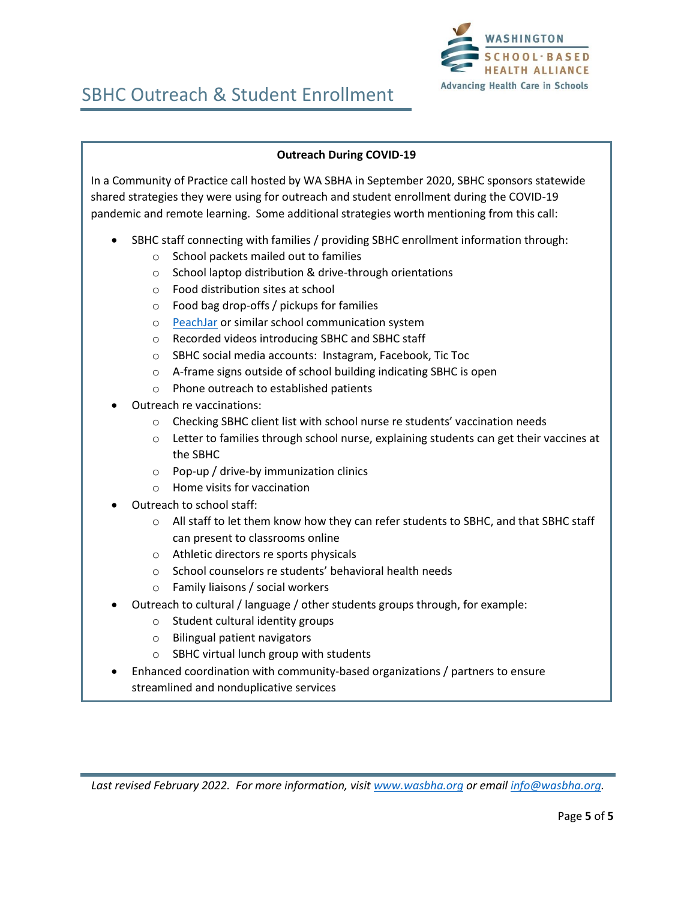### Outreach During COVID-19

In a Community of Practice call hosted by WA SBHA in September 2020, SBHC sponsors statewide shared strategies they were using for outreach and student enrollment during the COVID-19 pandemic and remote learning. Some additional strategies worth mentioning from this call:

- SBHC staff connecting with families / providing SBHC enrollment information through:
  - School packets mailed out to families
  - School laptop distribution & drive-through orientations
  - Food distribution sites at school
  - Food bag drop-offs / pickups for families
  - PeachJar or similar school communication system
  - Recorded videos introducing SBHC and SBHC staff
  - SBHC social media accounts: Instagram, Facebook, Tic Toc
  - A-frame signs outside of school building indicating SBHC is open
  - Phone outreach to established patients
- Outreach re vaccinations:
  - Checking SBHC client list with school nurse re students' vaccination needs
  - Letter to families through school nurse, explaining students can get their vaccines at the SBHC
  - Pop-up / drive-by immunization clinics
  - Home visits for vaccination
- Outreach to school staff:
  - All staff to let them know how they can refer students to SBHC, and that SBHC staff can present to classrooms online
  - Athletic directors re sports physicals
  - School counselors re students' behavioral health needs
  - Family liaisons / social workers
- Outreach to cultural / language / other students groups through, for example:
  - Student cultural identity groups
  - Bilingual patient navigators
  - SBHC virtual lunch group with students
- Enhanced coordination with community-based organizations / partners to ensure streamlined and nonduplicative services

*Last revised February 2022. For more information, visit www.wasbha.org or email info@wasbha.org.*